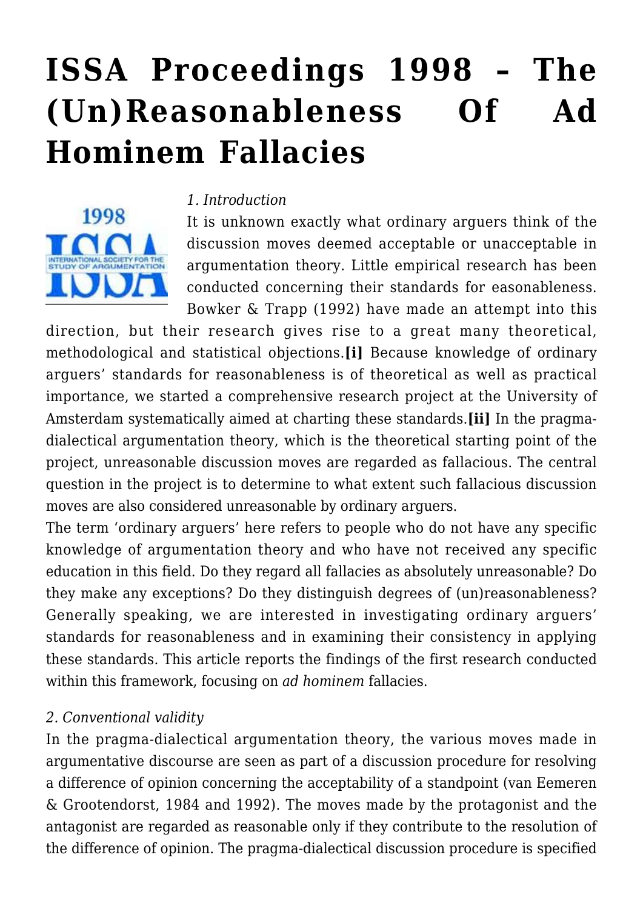# ISSA Proceedings 1998 – The (Un)Reasonableness Of Ad Hominem Fallacies

*1. Introduction*

It is unknown exactly what ordinary arguers think of the discussion moves deemed acceptable or unacceptable in argumentation theory. Little empirical research has been conducted concerning their standards for easonableness. Bowker & Trapp (1992) have made an attempt into this direction, but their research gives rise to a great many theoretical, methodological and statistical objections.**[i]** Because knowledge of ordinary arguers' standards for reasonableness is of theoretical as well as practical importance, we started a comprehensive research project at the University of Amsterdam systematically aimed at charting these standards.**[ii]** In the pragma-dialectical argumentation theory, which is the theoretical starting point of the project, unreasonable discussion moves are regarded as fallacious. The central question in the project is to determine to what extent such fallacious discussion moves are also considered unreasonable by ordinary arguers.

The term 'ordinary arguers' here refers to people who do not have any specific knowledge of argumentation theory and who have not received any specific education in this field. Do they regard all fallacies as absolutely unreasonable? Do they make any exceptions? Do they distinguish degrees of (un)reasonableness? Generally speaking, we are interested in investigating ordinary arguers' standards for reasonableness and in examining their consistency in applying these standards. This article reports the findings of the first research conducted within this framework, focusing on *ad hominem* fallacies.

*2. Conventional validity*

In the pragma-dialectical argumentation theory, the various moves made in argumentative discourse are seen as part of a discussion procedure for resolving a difference of opinion concerning the acceptability of a standpoint (van Eemeren & Grootendorst, 1984 and 1992). The moves made by the protagonist and the antagonist are regarded as reasonable only if they contribute to the resolution of the difference of opinion. The pragma-dialectical discussion procedure is specified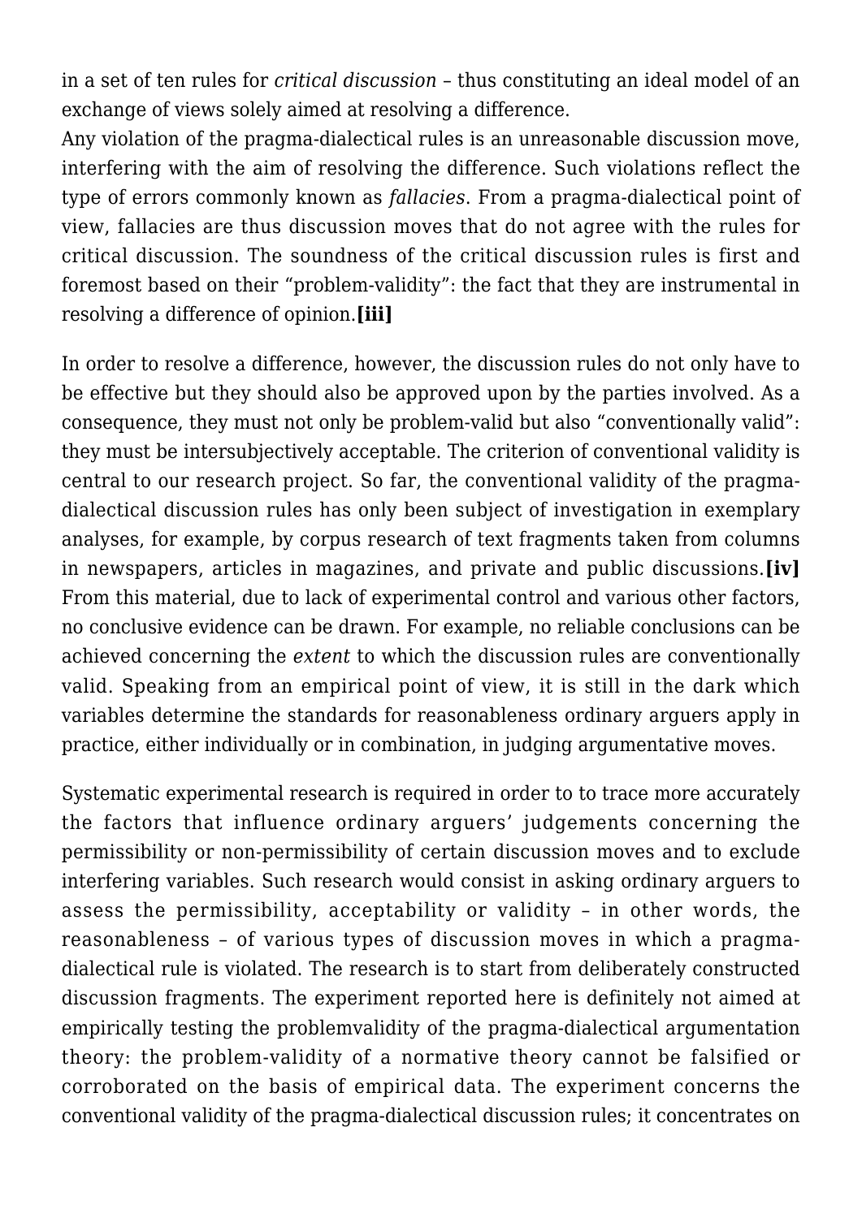in a set of ten rules for *critical discussion* – thus constituting an ideal model of an exchange of views solely aimed at resolving a difference.
Any violation of the pragma-dialectical rules is an unreasonable discussion move, interfering with the aim of resolving the difference. Such violations reflect the type of errors commonly known as *fallacies*. From a pragma-dialectical point of view, fallacies are thus discussion moves that do not agree with the rules for critical discussion. The soundness of the critical discussion rules is first and foremost based on their "problem-validity": the fact that they are instrumental in resolving a difference of opinion.**[iii]**

In order to resolve a difference, however, the discussion rules do not only have to be effective but they should also be approved upon by the parties involved. As a consequence, they must not only be problem-valid but also "conventionally valid": they must be intersubjectively acceptable. The criterion of conventional validity is central to our research project. So far, the conventional validity of the pragma-dialectical discussion rules has only been subject of investigation in exemplary analyses, for example, by corpus research of text fragments taken from columns in newspapers, articles in magazines, and private and public discussions.**[iv]** From this material, due to lack of experimental control and various other factors, no conclusive evidence can be drawn. For example, no reliable conclusions can be achieved concerning the *extent* to which the discussion rules are conventionally valid. Speaking from an empirical point of view, it is still in the dark which variables determine the standards for reasonableness ordinary arguers apply in practice, either individually or in combination, in judging argumentative moves.

Systematic experimental research is required in order to to trace more accurately the factors that influence ordinary arguers' judgements concerning the permissibility or non-permissibility of certain discussion moves and to exclude interfering variables. Such research would consist in asking ordinary arguers to assess the permissibility, acceptability or validity – in other words, the reasonableness – of various types of discussion moves in which a pragma-dialectical rule is violated. The research is to start from deliberately constructed discussion fragments. The experiment reported here is definitely not aimed at empirically testing the problemvalidity of the pragma-dialectical argumentation theory: the problem-validity of a normative theory cannot be falsified or corroborated on the basis of empirical data. The experiment concerns the conventional validity of the pragma-dialectical discussion rules; it concentrates on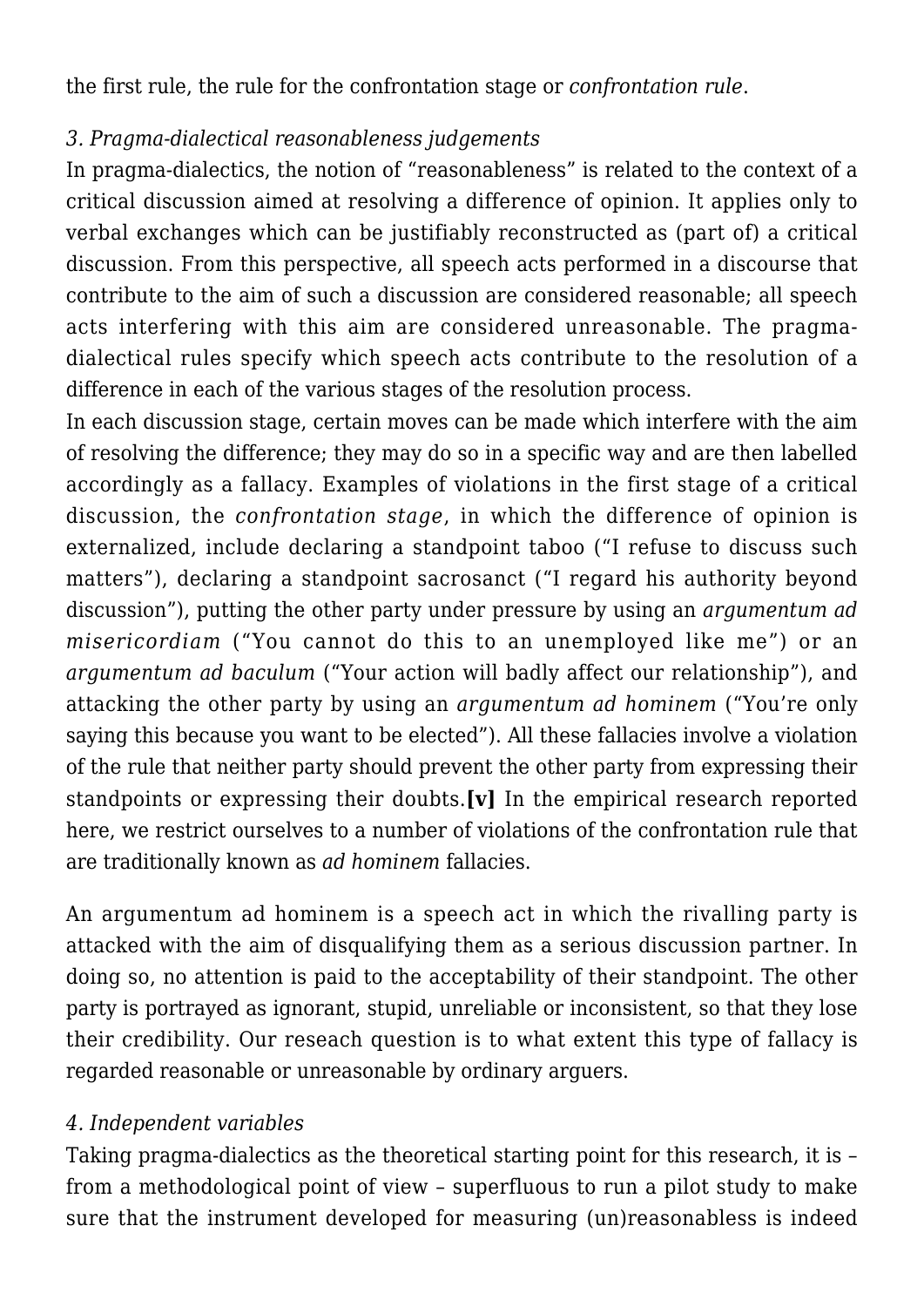the first rule, the rule for the confrontation stage or *confrontation rule*.

### *3. Pragma-dialectical reasonableness judgements*

In pragma-dialectics, the notion of "reasonableness" is related to the context of a critical discussion aimed at resolving a difference of opinion. It applies only to verbal exchanges which can be justifiably reconstructed as (part of) a critical discussion. From this perspective, all speech acts performed in a discourse that contribute to the aim of such a discussion are considered reasonable; all speech acts interfering with this aim are considered unreasonable. The pragma-dialectical rules specify which speech acts contribute to the resolution of a difference in each of the various stages of the resolution process.

In each discussion stage, certain moves can be made which interfere with the aim of resolving the difference; they may do so in a specific way and are then labelled accordingly as a fallacy. Examples of violations in the first stage of a critical discussion, the *confrontation stage*, in which the difference of opinion is externalized, include declaring a standpoint taboo ("I refuse to discuss such matters"), declaring a standpoint sacrosanct ("I regard his authority beyond discussion"), putting the other party under pressure by using an *argumentum ad misericordiam* ("You cannot do this to an unemployed like me") or an *argumentum ad baculum* ("Your action will badly affect our relationship"), and attacking the other party by using an *argumentum ad hominem* ("You're only saying this because you want to be elected"). All these fallacies involve a violation of the rule that neither party should prevent the other party from expressing their standpoints or expressing their doubts.**[v]** In the empirical research reported here, we restrict ourselves to a number of violations of the confrontation rule that are traditionally known as *ad hominem* fallacies.

An argumentum ad hominem is a speech act in which the rivalling party is attacked with the aim of disqualifying them as a serious discussion partner. In doing so, no attention is paid to the acceptability of their standpoint. The other party is portrayed as ignorant, stupid, unreliable or inconsistent, so that they lose their credibility. Our reseach question is to what extent this type of fallacy is regarded reasonable or unreasonable by ordinary arguers.

### *4. Independent variables*

Taking pragma-dialectics as the theoretical starting point for this research, it is – from a methodological point of view – superfluous to run a pilot study to make sure that the instrument developed for measuring (un)reasonabless is indeed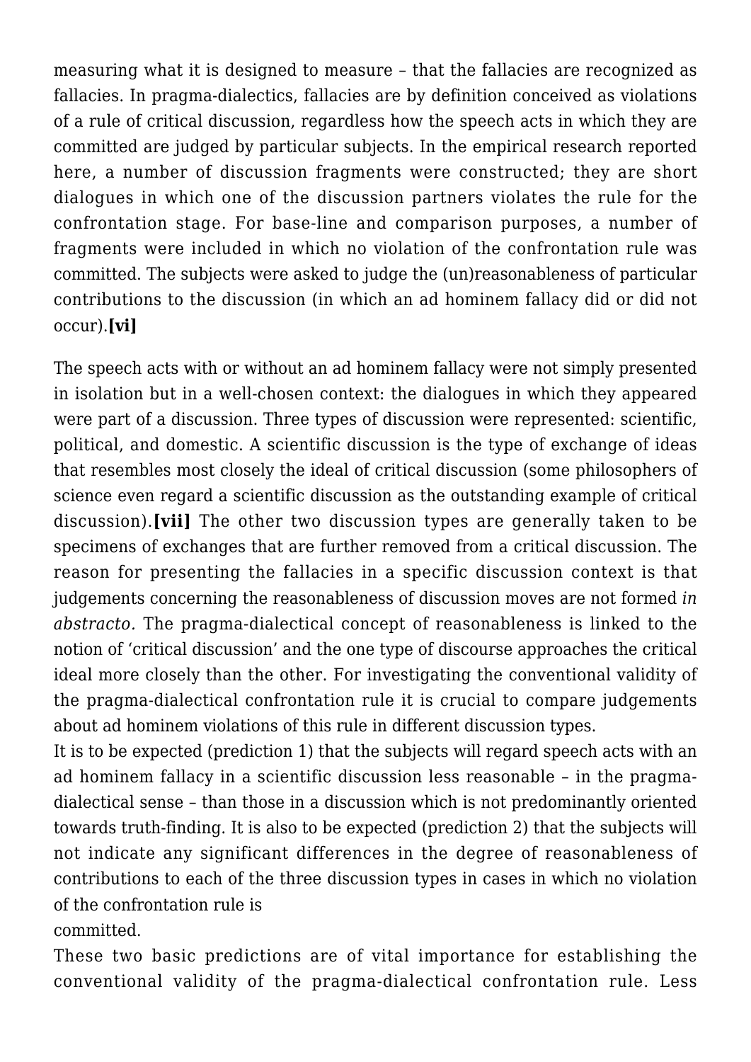measuring what it is designed to measure – that the fallacies are recognized as fallacies. In pragma-dialectics, fallacies are by definition conceived as violations of a rule of critical discussion, regardless how the speech acts in which they are committed are judged by particular subjects. In the empirical research reported here, a number of discussion fragments were constructed; they are short dialogues in which one of the discussion partners violates the rule for the confrontation stage. For base-line and comparison purposes, a number of fragments were included in which no violation of the confrontation rule was committed. The subjects were asked to judge the (un)reasonableness of particular contributions to the discussion (in which an ad hominem fallacy did or did not occur).**[vi]**

The speech acts with or without an ad hominem fallacy were not simply presented in isolation but in a well-chosen context: the dialogues in which they appeared were part of a discussion. Three types of discussion were represented: scientific, political, and domestic. A scientific discussion is the type of exchange of ideas that resembles most closely the ideal of critical discussion (some philosophers of science even regard a scientific discussion as the outstanding example of critical discussion).**[vii]** The other two discussion types are generally taken to be specimens of exchanges that are further removed from a critical discussion. The reason for presenting the fallacies in a specific discussion context is that judgements concerning the reasonableness of discussion moves are not formed *in abstracto.* The pragma-dialectical concept of reasonableness is linked to the notion of 'critical discussion' and the one type of discourse approaches the critical ideal more closely than the other. For investigating the conventional validity of the pragma-dialectical confrontation rule it is crucial to compare judgements about ad hominem violations of this rule in different discussion types.

It is to be expected (prediction 1) that the subjects will regard speech acts with an ad hominem fallacy in a scientific discussion less reasonable – in the pragma-dialectical sense – than those in a discussion which is not predominantly oriented towards truth-finding. It is also to be expected (prediction 2) that the subjects will not indicate any significant differences in the degree of reasonableness of contributions to each of the three discussion types in cases in which no violation of the confrontation rule is committed.

These two basic predictions are of vital importance for establishing the conventional validity of the pragma-dialectical confrontation rule. Less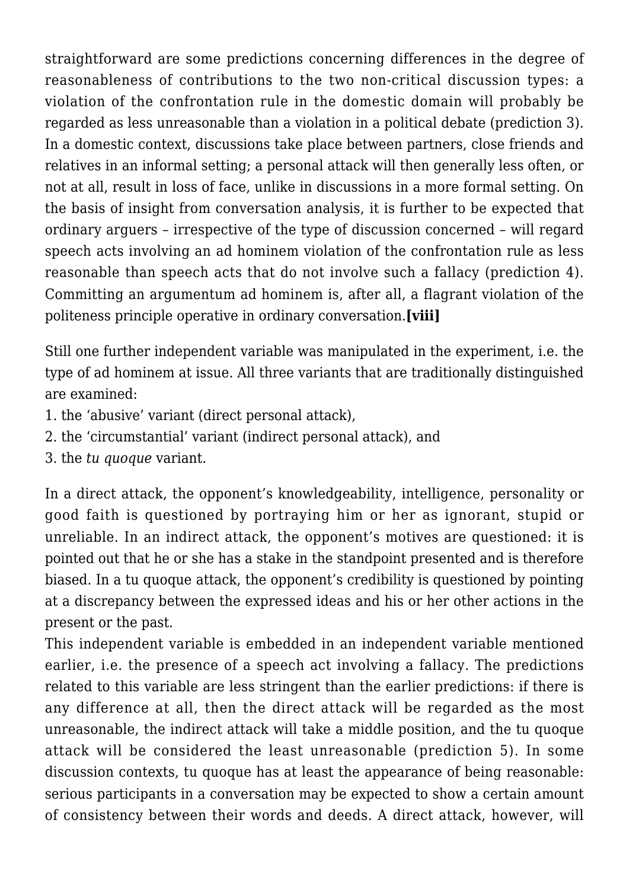straightforward are some predictions concerning differences in the degree of reasonableness of contributions to the two non-critical discussion types: a violation of the confrontation rule in the domestic domain will probably be regarded as less unreasonable than a violation in a political debate (prediction 3). In a domestic context, discussions take place between partners, close friends and relatives in an informal setting; a personal attack will then generally less often, or not at all, result in loss of face, unlike in discussions in a more formal setting. On the basis of insight from conversation analysis, it is further to be expected that ordinary arguers – irrespective of the type of discussion concerned – will regard speech acts involving an ad hominem violation of the confrontation rule as less reasonable than speech acts that do not involve such a fallacy (prediction 4). Committing an argumentum ad hominem is, after all, a flagrant violation of the politeness principle operative in ordinary conversation.**[viii]**

Still one further independent variable was manipulated in the experiment, i.e. the type of ad hominem at issue. All three variants that are traditionally distinguished are examined:

1. the 'abusive' variant (direct personal attack),
2. the 'circumstantial' variant (indirect personal attack), and
3. the *tu quoque* variant.

In a direct attack, the opponent's knowledgeability, intelligence, personality or good faith is questioned by portraying him or her as ignorant, stupid or unreliable. In an indirect attack, the opponent's motives are questioned: it is pointed out that he or she has a stake in the standpoint presented and is therefore biased. In a tu quoque attack, the opponent's credibility is questioned by pointing at a discrepancy between the expressed ideas and his or her other actions in the present or the past.

This independent variable is embedded in an independent variable mentioned earlier, i.e. the presence of a speech act involving a fallacy. The predictions related to this variable are less stringent than the earlier predictions: if there is any difference at all, then the direct attack will be regarded as the most unreasonable, the indirect attack will take a middle position, and the tu quoque attack will be considered the least unreasonable (prediction 5). In some discussion contexts, tu quoque has at least the appearance of being reasonable: serious participants in a conversation may be expected to show a certain amount of consistency between their words and deeds. A direct attack, however, will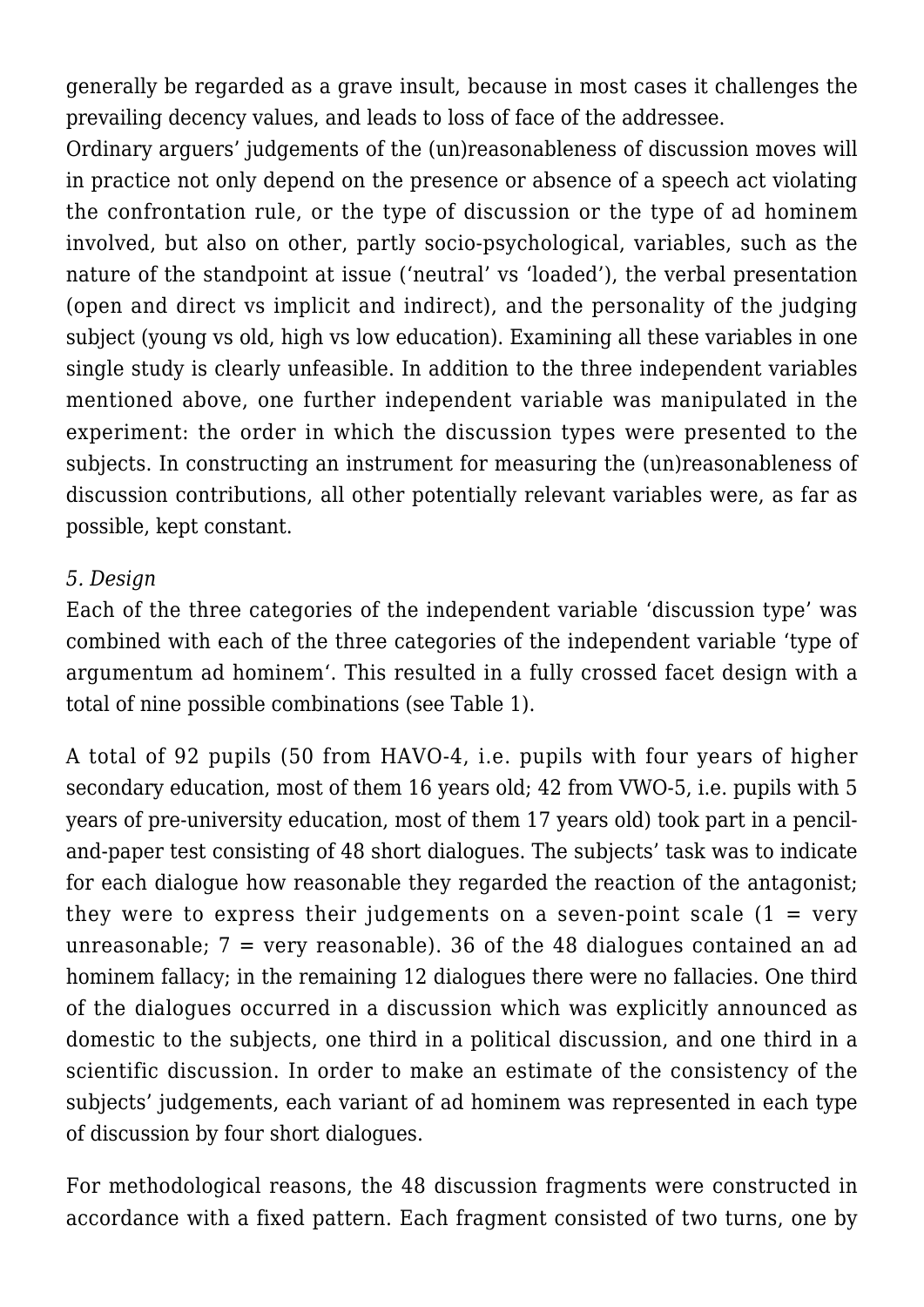generally be regarded as a grave insult, because in most cases it challenges the prevailing decency values, and leads to loss of face of the addressee.

Ordinary arguers' judgements of the (un)reasonableness of discussion moves will in practice not only depend on the presence or absence of a speech act violating the confrontation rule, or the type of discussion or the type of ad hominem involved, but also on other, partly socio-psychological, variables, such as the nature of the standpoint at issue ('neutral' vs 'loaded'), the verbal presentation (open and direct vs implicit and indirect), and the personality of the judging subject (young vs old, high vs low education). Examining all these variables in one single study is clearly unfeasible. In addition to the three independent variables mentioned above, one further independent variable was manipulated in the experiment: the order in which the discussion types were presented to the subjects. In constructing an instrument for measuring the (un)reasonableness of discussion contributions, all other potentially relevant variables were, as far as possible, kept constant.

*5. Design*

Each of the three categories of the independent variable 'discussion type' was combined with each of the three categories of the independent variable 'type of argumentum ad hominem'. This resulted in a fully crossed facet design with a total of nine possible combinations (see Table 1).

A total of 92 pupils (50 from HAVO-4, i.e. pupils with four years of higher secondary education, most of them 16 years old; 42 from VWO-5, i.e. pupils with 5 years of pre-university education, most of them 17 years old) took part in a pencil-and-paper test consisting of 48 short dialogues. The subjects' task was to indicate for each dialogue how reasonable they regarded the reaction of the antagonist; they were to express their judgements on a seven-point scale (1 = very unreasonable; 7 = very reasonable). 36 of the 48 dialogues contained an ad hominem fallacy; in the remaining 12 dialogues there were no fallacies. One third of the dialogues occurred in a discussion which was explicitly announced as domestic to the subjects, one third in a political discussion, and one third in a scientific discussion. In order to make an estimate of the consistency of the subjects' judgements, each variant of ad hominem was represented in each type of discussion by four short dialogues.

For methodological reasons, the 48 discussion fragments were constructed in accordance with a fixed pattern. Each fragment consisted of two turns, one by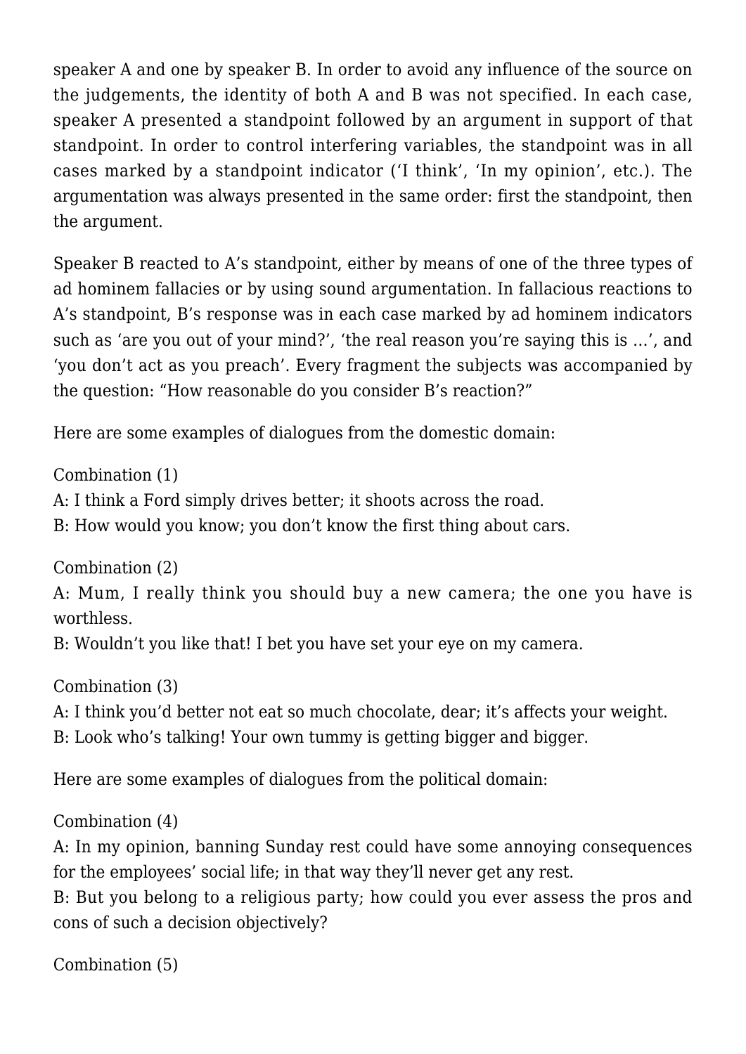speaker A and one by speaker B. In order to avoid any influence of the source on the judgements, the identity of both A and B was not specified. In each case, speaker A presented a standpoint followed by an argument in support of that standpoint. In order to control interfering variables, the standpoint was in all cases marked by a standpoint indicator ('I think', 'In my opinion', etc.). The argumentation was always presented in the same order: first the standpoint, then the argument.

Speaker B reacted to A's standpoint, either by means of one of the three types of ad hominem fallacies or by using sound argumentation. In fallacious reactions to A's standpoint, B's response was in each case marked by ad hominem indicators such as 'are you out of your mind?', 'the real reason you're saying this is …', and 'you don't act as you preach'. Every fragment the subjects was accompanied by the question: "How reasonable do you consider B's reaction?"

Here are some examples of dialogues from the domestic domain:

Combination (1)
A: I think a Ford simply drives better; it shoots across the road.
B: How would you know; you don't know the first thing about cars.

Combination (2)
A: Mum, I really think you should buy a new camera; the one you have is worthless.
B: Wouldn't you like that! I bet you have set your eye on my camera.

Combination (3)
A: I think you'd better not eat so much chocolate, dear; it's affects your weight.
B: Look who's talking! Your own tummy is getting bigger and bigger.

Here are some examples of dialogues from the political domain:

Combination (4)
A: In my opinion, banning Sunday rest could have some annoying consequences for the employees' social life; in that way they'll never get any rest.
B: But you belong to a religious party; how could you ever assess the pros and cons of such a decision objectively?

Combination (5)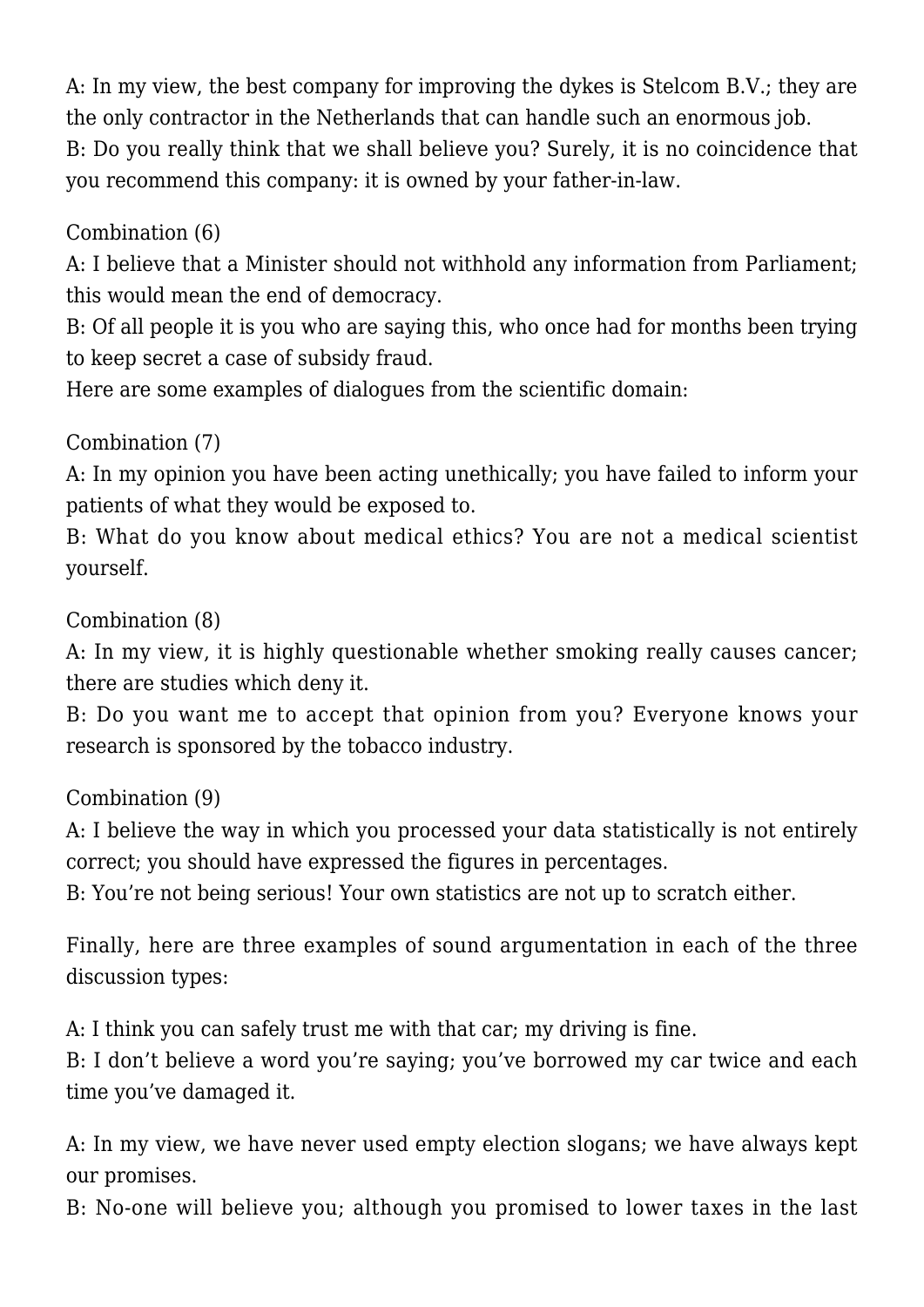A: In my view, the best company for improving the dykes is Stelcom B.V.; they are the only contractor in the Netherlands that can handle such an enormous job.
B: Do you really think that we shall believe you? Surely, it is no coincidence that you recommend this company: it is owned by your father-in-law.

Combination (6)
A: I believe that a Minister should not withhold any information from Parliament; this would mean the end of democracy.
B: Of all people it is you who are saying this, who once had for months been trying to keep secret a case of subsidy fraud.
Here are some examples of dialogues from the scientific domain:

Combination (7)
A: In my opinion you have been acting unethically; you have failed to inform your patients of what they would be exposed to.
B: What do you know about medical ethics? You are not a medical scientist yourself.

Combination (8)
A: In my view, it is highly questionable whether smoking really causes cancer; there are studies which deny it.
B: Do you want me to accept that opinion from you? Everyone knows your research is sponsored by the tobacco industry.

Combination (9)
A: I believe the way in which you processed your data statistically is not entirely correct; you should have expressed the figures in percentages.
B: You're not being serious! Your own statistics are not up to scratch either.

Finally, here are three examples of sound argumentation in each of the three discussion types:

A: I think you can safely trust me with that car; my driving is fine.
B: I don't believe a word you're saying; you've borrowed my car twice and each time you've damaged it.

A: In my view, we have never used empty election slogans; we have always kept our promises.
B: No-one will believe you; although you promised to lower taxes in the last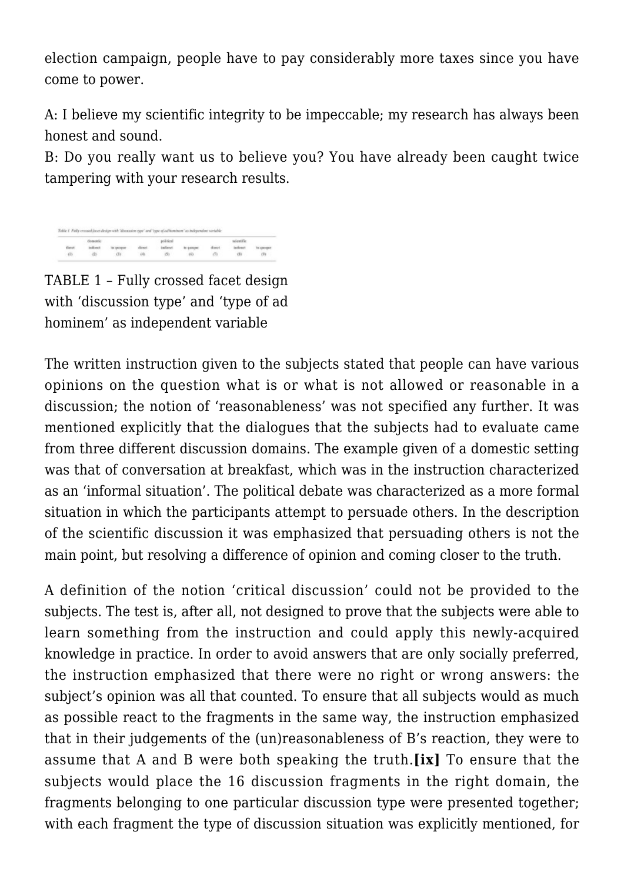election campaign, people have to pay considerably more taxes since you have come to power.

A: I believe my scientific integrity to be impeccable; my research has always been honest and sound.
B: Do you really want us to believe you? You have already been caught twice tampering with your research results.

Table 1 Fully crossed facet design with 'discussion type' and 'type of ad hominem' as independent variable

| domestic | | | political | | | scientific | | |
|---|---|---|---|---|---|---|---|---|
| direct | indirect | tu quoque | direct | indirect | tu quoque | direct | indirect | tu quoque |
| (1) | (2) | (3) | (4) | (5) | (6) | (7) | (8) | (9) |

TABLE 1 – Fully crossed facet design with 'discussion type' and 'type of ad hominem' as independent variable

The written instruction given to the subjects stated that people can have various opinions on the question what is or what is not allowed or reasonable in a discussion; the notion of 'reasonableness' was not specified any further. It was mentioned explicitly that the dialogues that the subjects had to evaluate came from three different discussion domains. The example given of a domestic setting was that of conversation at breakfast, which was in the instruction characterized as an 'informal situation'. The political debate was characterized as a more formal situation in which the participants attempt to persuade others. In the description of the scientific discussion it was emphasized that persuading others is not the main point, but resolving a difference of opinion and coming closer to the truth.

A definition of the notion 'critical discussion' could not be provided to the subjects. The test is, after all, not designed to prove that the subjects were able to learn something from the instruction and could apply this newly-acquired knowledge in practice. In order to avoid answers that are only socially preferred, the instruction emphasized that there were no right or wrong answers: the subject's opinion was all that counted. To ensure that all subjects would as much as possible react to the fragments in the same way, the instruction emphasized that in their judgements of the (un)reasonableness of B's reaction, they were to assume that A and B were both speaking the truth.**[ix]** To ensure that the subjects would place the 16 discussion fragments in the right domain, the fragments belonging to one particular discussion type were presented together; with each fragment the type of discussion situation was explicitly mentioned, for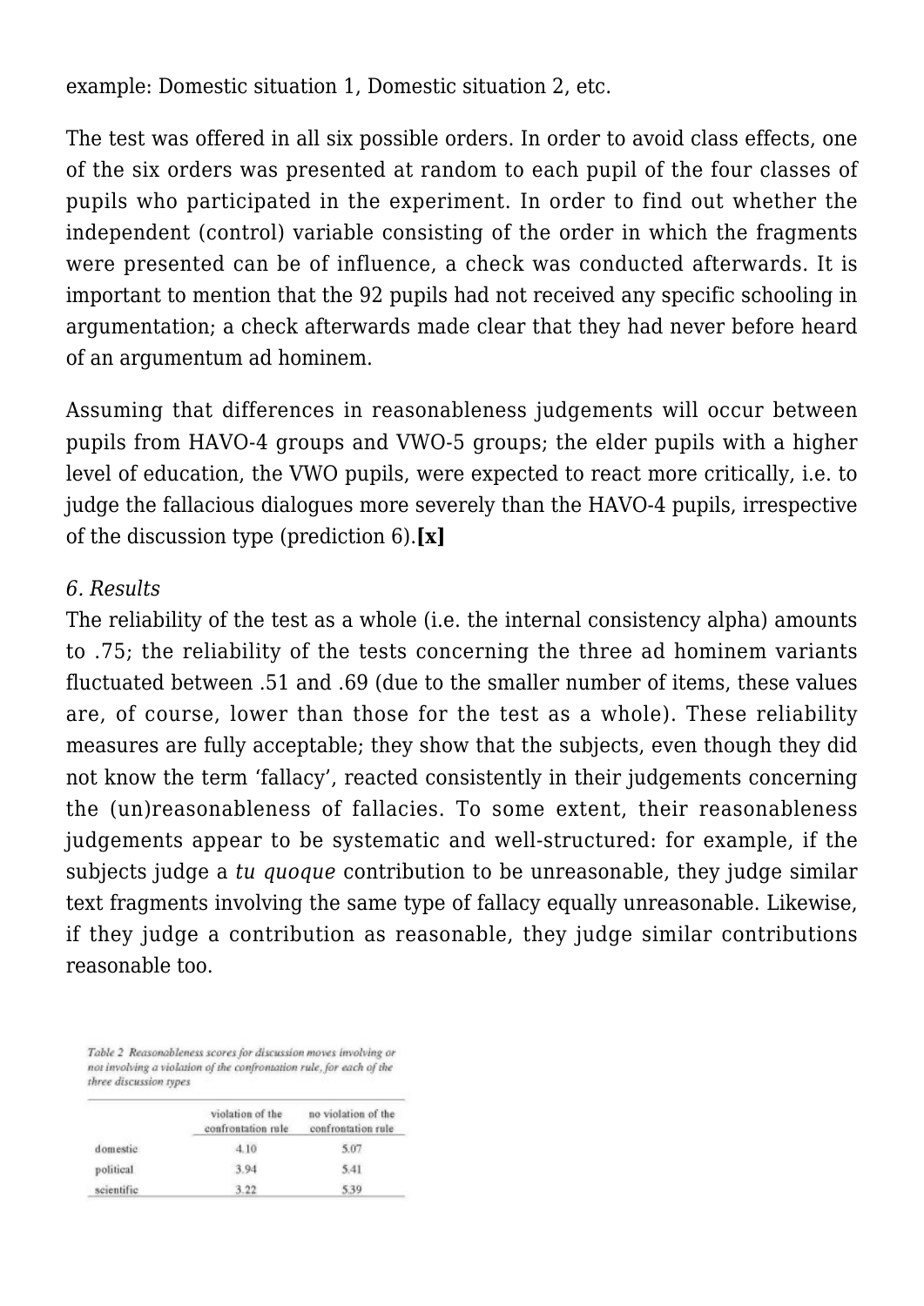example: Domestic situation 1, Domestic situation 2, etc.

The test was offered in all six possible orders. In order to avoid class effects, one of the six orders was presented at random to each pupil of the four classes of pupils who participated in the experiment. In order to find out whether the independent (control) variable consisting of the order in which the fragments were presented can be of influence, a check was conducted afterwards. It is important to mention that the 92 pupils had not received any specific schooling in argumentation; a check afterwards made clear that they had never before heard of an argumentum ad hominem.

Assuming that differences in reasonableness judgements will occur between pupils from HAVO-4 groups and VWO-5 groups; the elder pupils with a higher level of education, the VWO pupils, were expected to react more critically, i.e. to judge the fallacious dialogues more severely than the HAVO-4 pupils, irrespective of the discussion type (prediction 6).**[x]**

*6. Results*

The reliability of the test as a whole (i.e. the internal consistency alpha) amounts to .75; the reliability of the tests concerning the three ad hominem variants fluctuated between .51 and .69 (due to the smaller number of items, these values are, of course, lower than those for the test as a whole). These reliability measures are fully acceptable; they show that the subjects, even though they did not know the term 'fallacy', reacted consistently in their judgements concerning the (un)reasonableness of fallacies. To some extent, their reasonableness judgements appear to be systematic and well-structured: for example, if the subjects judge a *tu quoque* contribution to be unreasonable, they judge similar text fragments involving the same type of fallacy equally unreasonable. Likewise, if they judge a contribution as reasonable, they judge similar contributions reasonable too.

*Table 2 Reasonableness scores for discussion moves involving or not involving a violation of the confrontation rule, for each of the three discussion types*

| | violation of the confrontation rule | no violation of the confrontation rule |
|---|---|---|
| domestic | 4.10 | 5.07 |
| political | 3.94 | 5.41 |
| scientific | 3.22 | 5.39 |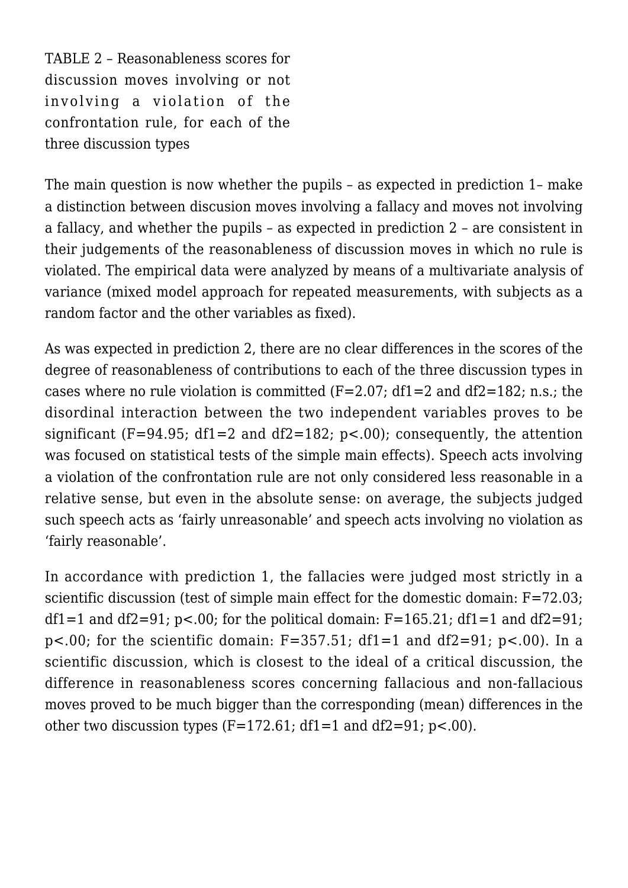TABLE 2 – Reasonableness scores for discussion moves involving or not involving a violation of the confrontation rule, for each of the three discussion types

The main question is now whether the pupils – as expected in prediction 1– make a distinction between discusion moves involving a fallacy and moves not involving a fallacy, and whether the pupils – as expected in prediction 2 – are consistent in their judgements of the reasonableness of discussion moves in which no rule is violated. The empirical data were analyzed by means of a multivariate analysis of variance (mixed model approach for repeated measurements, with subjects as a random factor and the other variables as fixed).

As was expected in prediction 2, there are no clear differences in the scores of the degree of reasonableness of contributions to each of the three discussion types in cases where no rule violation is committed ($F=2.07$; $df1=2$ and $df2=182$; n.s.; the disordinal interaction between the two independent variables proves to be significant ($F=94.95$; $df1=2$ and $df2=182$; $p<.00$); consequently, the attention was focused on statistical tests of the simple main effects). Speech acts involving a violation of the confrontation rule are not only considered less reasonable in a relative sense, but even in the absolute sense: on average, the subjects judged such speech acts as 'fairly unreasonable' and speech acts involving no violation as 'fairly reasonable'.

In accordance with prediction 1, the fallacies were judged most strictly in a scientific discussion (test of simple main effect for the domestic domain: $F=72.03$; $df1=1$ and $df2=91$; $p<.00$; for the political domain: $F=165.21$; $df1=1$ and $df2=91$; $p<.00$; for the scientific domain: $F=357.51$; $df1=1$ and $df2=91$; $p<.00$). In a scientific discussion, which is closest to the ideal of a critical discussion, the difference in reasonableness scores concerning fallacious and non-fallacious moves proved to be much bigger than the corresponding (mean) differences in the other two discussion types ($F=172.61$; $df1=1$ and $df2=91$; $p<.00$).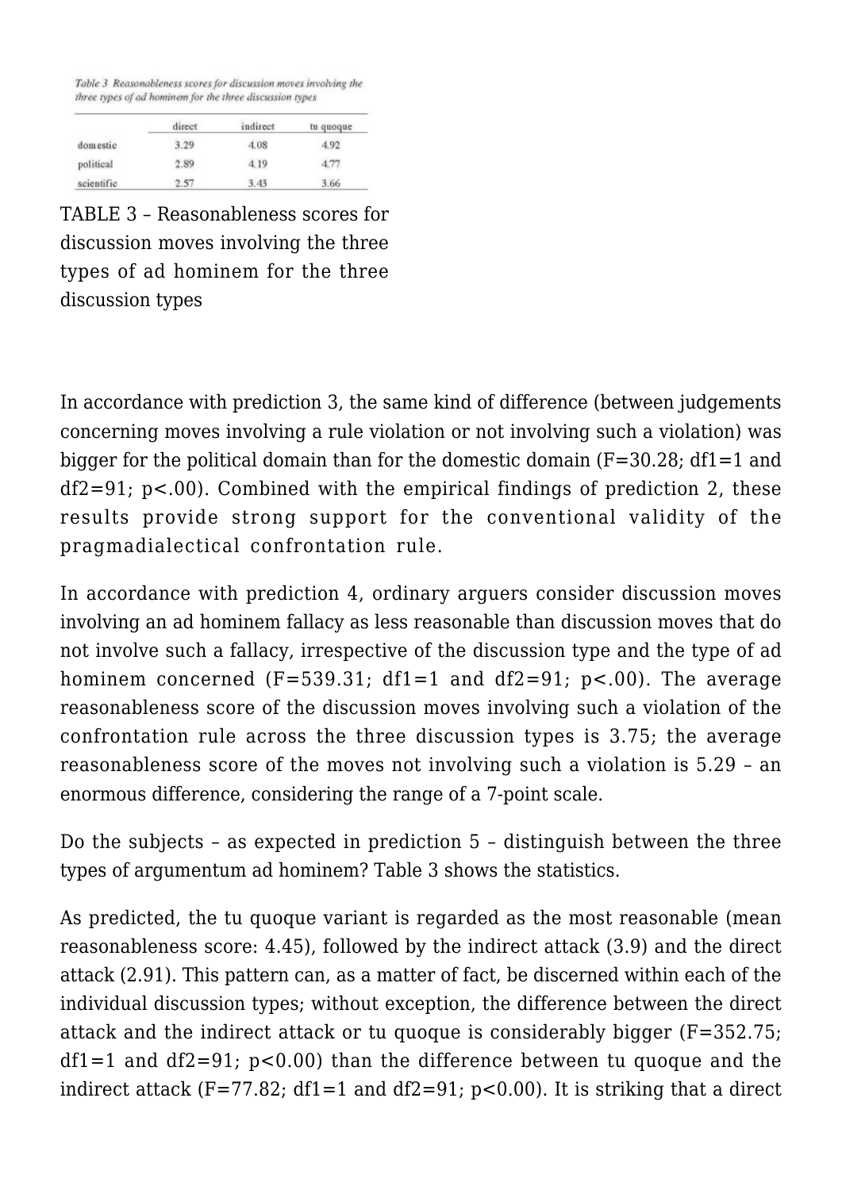*Table 3 Reasonableness scores for discussion moves involving the three types of ad hominem for the three discussion types*

| | direct | indirect | tu quoque |
|---|---|---|---|
| domestic | 3.29 | 4.08 | 4.92 |
| political | 2.89 | 4.19 | 4.77 |
| scientific | 2.57 | 3.43 | 3.66 |

TABLE 3 – Reasonableness scores for discussion moves involving the three types of ad hominem for the three discussion types

In accordance with prediction 3, the same kind of difference (between judgements concerning moves involving a rule violation or not involving such a violation) was bigger for the political domain than for the domestic domain ($F=30.28$; $df1=1$ and $df2=91$; $p<.00$). Combined with the empirical findings of prediction 2, these results provide strong support for the conventional validity of the pragmadialectical confrontation rule.

In accordance with prediction 4, ordinary arguers consider discussion moves involving an ad hominem fallacy as less reasonable than discussion moves that do not involve such a fallacy, irrespective of the discussion type and the type of ad hominem concerned ($F=539.31$; $df1=1$ and $df2=91$; $p<.00$). The average reasonableness score of the discussion moves involving such a violation of the confrontation rule across the three discussion types is 3.75; the average reasonableness score of the moves not involving such a violation is 5.29 – an enormous difference, considering the range of a 7-point scale.

Do the subjects – as expected in prediction 5 – distinguish between the three types of argumentum ad hominem? Table 3 shows the statistics.

As predicted, the tu quoque variant is regarded as the most reasonable (mean reasonableness score: 4.45), followed by the indirect attack (3.9) and the direct attack (2.91). This pattern can, as a matter of fact, be discerned within each of the individual discussion types; without exception, the difference between the direct attack and the indirect attack or tu quoque is considerably bigger ($F=352.75$; $df1=1$ and $df2=91$; $p<0.00$) than the difference between tu quoque and the indirect attack ($F=77.82$; $df1=1$ and $df2=91$; $p<0.00$). It is striking that a direct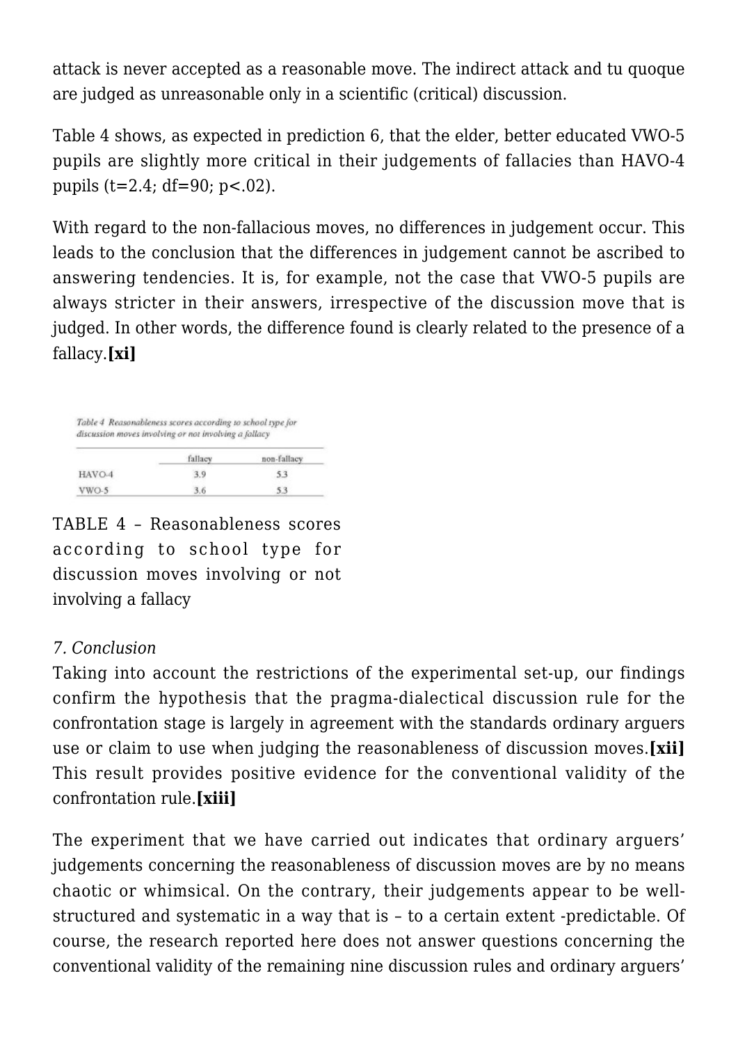attack is never accepted as a reasonable move. The indirect attack and tu quoque are judged as unreasonable only in a scientific (critical) discussion.

Table 4 shows, as expected in prediction 6, that the elder, better educated VWO-5 pupils are slightly more critical in their judgements of fallacies than HAVO-4 pupils ($t=2.4$; $df=90$; $p<.02$).

With regard to the non-fallacious moves, no differences in judgement occur. This leads to the conclusion that the differences in judgement cannot be ascribed to answering tendencies. It is, for example, not the case that VWO-5 pupils are always stricter in their answers, irrespective of the discussion move that is judged. In other words, the difference found is clearly related to the presence of a fallacy.**[xi]**

*Table 4 Reasonableness scores according to school type for discussion moves involving or not involving a fallacy*

| | fallacy | non-fallacy |
|---|---|---|
| HAVO-4 | 3.9 | 5.3 |
| VWO-5 | 3.6 | 5.3 |

TABLE 4 – Reasonableness scores according to school type for discussion moves involving or not involving a fallacy

*7. Conclusion*

Taking into account the restrictions of the experimental set-up, our findings confirm the hypothesis that the pragma-dialectical discussion rule for the confrontation stage is largely in agreement with the standards ordinary arguers use or claim to use when judging the reasonableness of discussion moves.**[xii]** This result provides positive evidence for the conventional validity of the confrontation rule.**[xiii]**

The experiment that we have carried out indicates that ordinary arguers' judgements concerning the reasonableness of discussion moves are by no means chaotic or whimsical. On the contrary, their judgements appear to be well-structured and systematic in a way that is – to a certain extent -predictable. Of course, the research reported here does not answer questions concerning the conventional validity of the remaining nine discussion rules and ordinary arguers'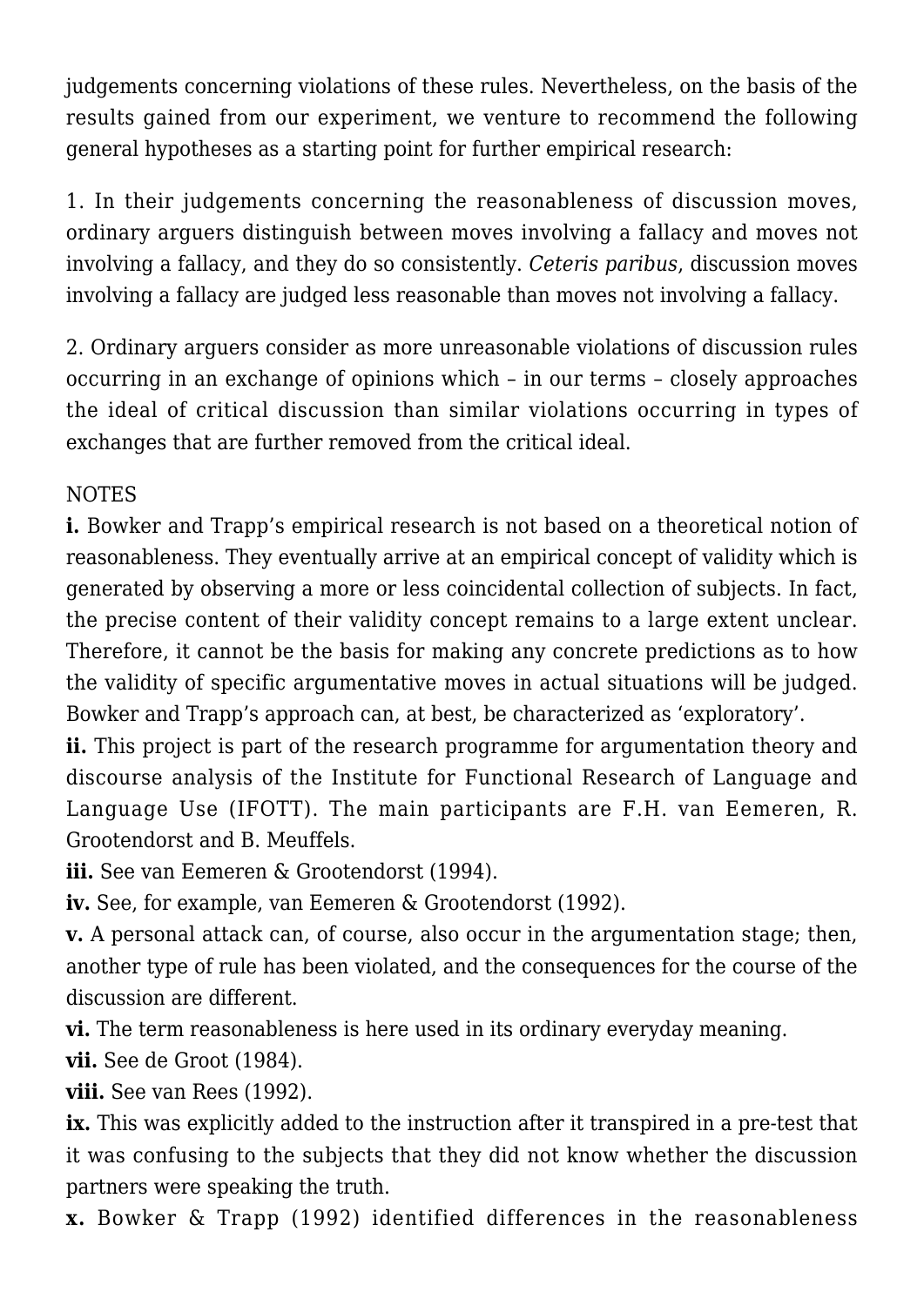judgements concerning violations of these rules. Nevertheless, on the basis of the results gained from our experiment, we venture to recommend the following general hypotheses as a starting point for further empirical research:

1. In their judgements concerning the reasonableness of discussion moves, ordinary arguers distinguish between moves involving a fallacy and moves not involving a fallacy, and they do so consistently. *Ceteris paribus*, discussion moves involving a fallacy are judged less reasonable than moves not involving a fallacy.

2. Ordinary arguers consider as more unreasonable violations of discussion rules occurring in an exchange of opinions which – in our terms – closely approaches the ideal of critical discussion than similar violations occurring in types of exchanges that are further removed from the critical ideal.

NOTES

**i.** Bowker and Trapp's empirical research is not based on a theoretical notion of reasonableness. They eventually arrive at an empirical concept of validity which is generated by observing a more or less coincidental collection of subjects. In fact, the precise content of their validity concept remains to a large extent unclear. Therefore, it cannot be the basis for making any concrete predictions as to how the validity of specific argumentative moves in actual situations will be judged. Bowker and Trapp's approach can, at best, be characterized as 'exploratory'.

**ii.** This project is part of the research programme for argumentation theory and discourse analysis of the Institute for Functional Research of Language and Language Use (IFOTT). The main participants are F.H. van Eemeren, R. Grootendorst and B. Meuffels.

**iii.** See van Eemeren & Grootendorst (1994).

**iv.** See, for example, van Eemeren & Grootendorst (1992).

**v.** A personal attack can, of course, also occur in the argumentation stage; then, another type of rule has been violated, and the consequences for the course of the discussion are different.

**vi.** The term reasonableness is here used in its ordinary everyday meaning.

**vii.** See de Groot (1984).

**viii.** See van Rees (1992).

**ix.** This was explicitly added to the instruction after it transpired in a pre-test that it was confusing to the subjects that they did not know whether the discussion partners were speaking the truth.

**x.** Bowker & Trapp (1992) identified differences in the reasonableness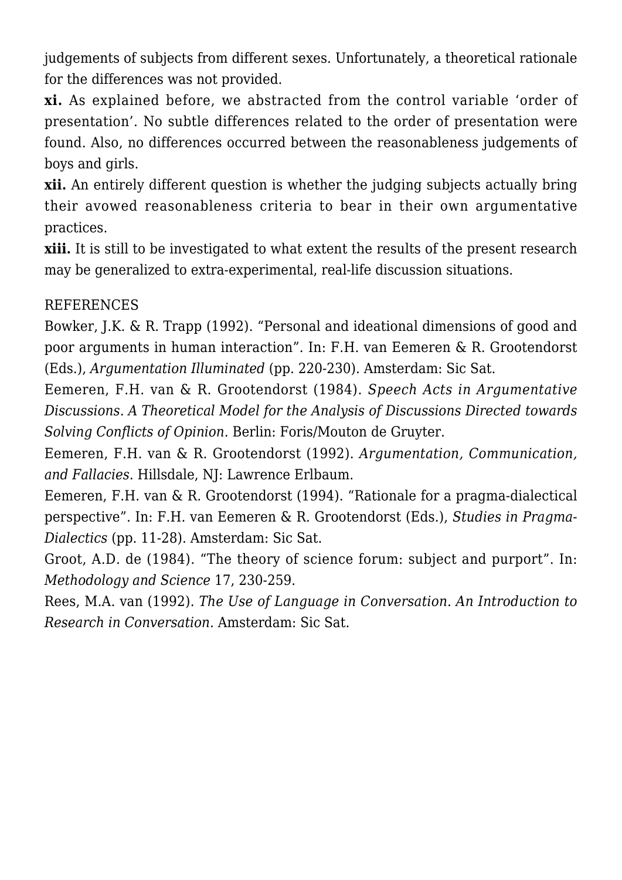judgements of subjects from different sexes. Unfortunately, a theoretical rationale for the differences was not provided.

**xi.** As explained before, we abstracted from the control variable 'order of presentation'. No subtle differences related to the order of presentation were found. Also, no differences occurred between the reasonableness judgements of boys and girls.

**xii.** An entirely different question is whether the judging subjects actually bring their avowed reasonableness criteria to bear in their own argumentative practices.

**xiii.** It is still to be investigated to what extent the results of the present research may be generalized to extra-experimental, real-life discussion situations.

REFERENCES

Bowker, J.K. & R. Trapp (1992). "Personal and ideational dimensions of good and poor arguments in human interaction". In: F.H. van Eemeren & R. Grootendorst (Eds.), *Argumentation Illuminated* (pp. 220-230). Amsterdam: Sic Sat.

Eemeren, F.H. van & R. Grootendorst (1984). *Speech Acts in Argumentative Discussions. A Theoretical Model for the Analysis of Discussions Directed towards Solving Conflicts of Opinion.* Berlin: Foris/Mouton de Gruyter.

Eemeren, F.H. van & R. Grootendorst (1992). *Argumentation, Communication, and Fallacies*. Hillsdale, NJ: Lawrence Erlbaum.

Eemeren, F.H. van & R. Grootendorst (1994). "Rationale for a pragma-dialectical perspective". In: F.H. van Eemeren & R. Grootendorst (Eds.), *Studies in Pragma-Dialectics* (pp. 11-28). Amsterdam: Sic Sat.

Groot, A.D. de (1984). "The theory of science forum: subject and purport". In: *Methodology and Science* 17, 230-259.

Rees, M.A. van (1992). *The Use of Language in Conversation. An Introduction to Research in Conversation.* Amsterdam: Sic Sat.